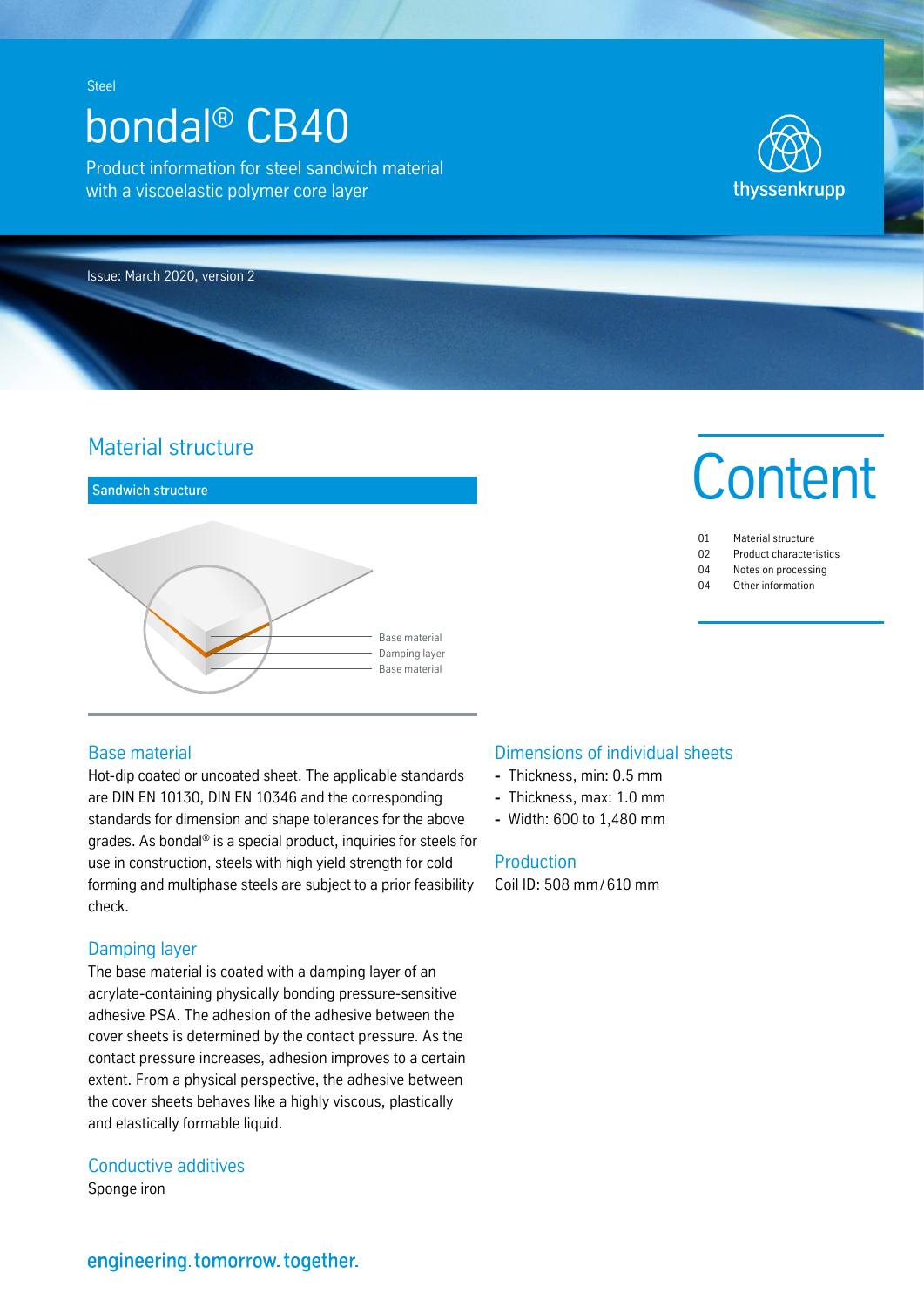Steel

# bondal® CB40

Product information for steel sandwich material with a viscoelastic polymer core layer

thyssenkrupp

Issue: March 2020, version 2

## Material structure

**Sandwich structure**

Base material
Damping layer
Base material

# Content

| | |
|---|---|
| 01 | Material structure |
| 02 | Product characteristics |
| 04 | Notes on processing |
| 04 | Other information |

### Base material

Hot-dip coated or uncoated sheet. The applicable standards are DIN EN 10130, DIN EN 10346 and the corresponding standards for dimension and shape tolerances for the above grades. As bondal® is a special product, inquiries for steels for use in construction, steels with high yield strength for cold forming and multiphase steels are subject to a prior feasibility check.

### Damping layer

The base material is coated with a damping layer of an acrylate-containing physically bonding pressure-sensitive adhesive PSA. The adhesion of the adhesive between the cover sheets is determined by the contact pressure. As the contact pressure increases, adhesion improves to a certain extent. From a physical perspective, the adhesive between the cover sheets behaves like a highly viscous, plastically and elastically formable liquid.

### Conductive additives

Sponge iron

### Dimensions of individual sheets

- Thickness, min: 0.5 mm
- Thickness, max: 1.0 mm
- Width: 600 to 1,480 mm

### Production

Coil ID: 508 mm / 610 mm

engineering. tomorrow. together.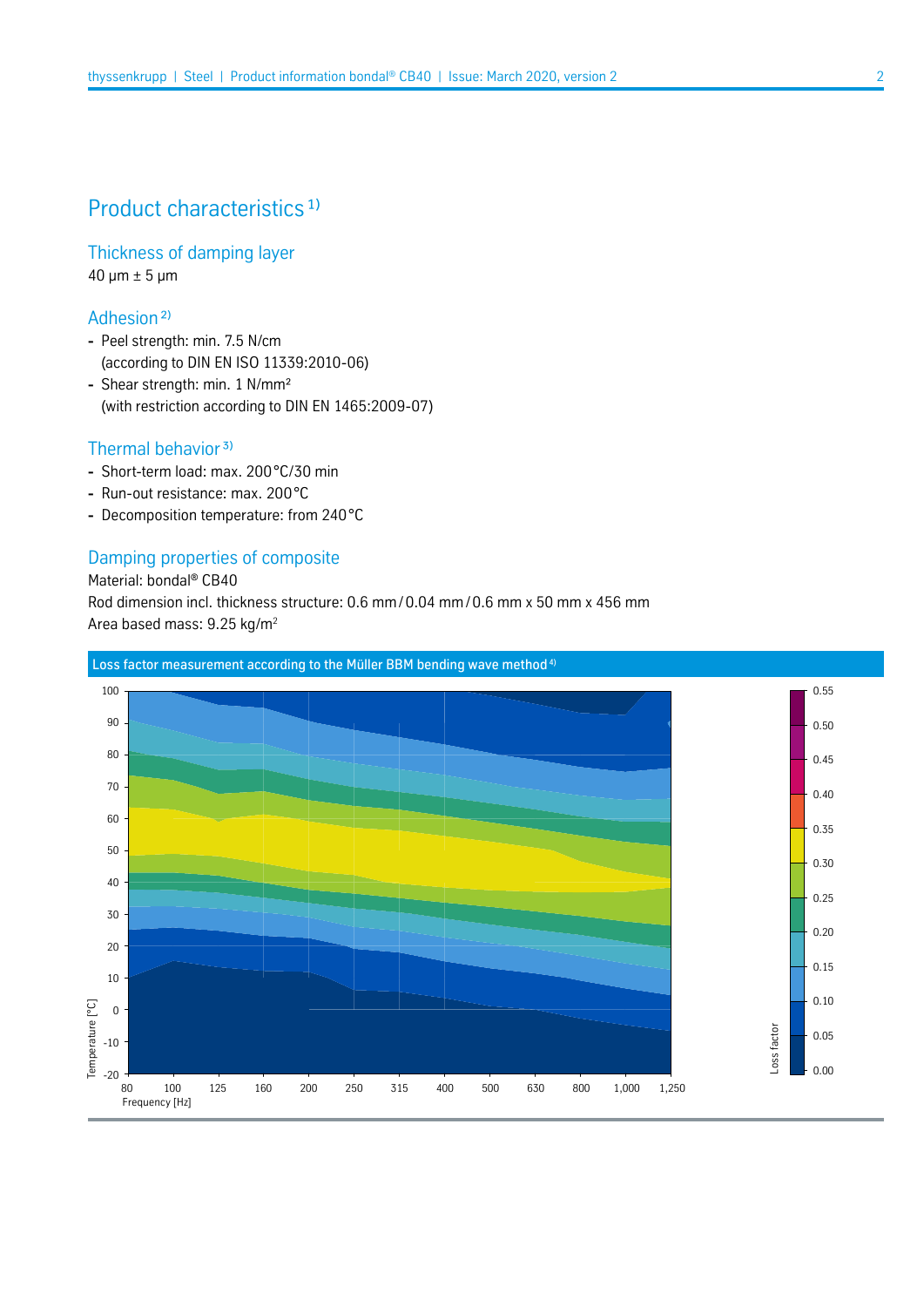## Product characteristics [1)]

### Thickness of damping layer

40 μm ± 5 μm

### Adhesion [2)]

- Peel strength: min. 7.5 N/cm
  (according to DIN EN ISO 11339:2010-06)
- Shear strength: min. 1 N/mm²
  (with restriction according to DIN EN 1465:2009-07)

### Thermal behavior [3)]

- Short-term load: max. 200 °C/30 min
- Run-out resistance: max. 200 °C
- Decomposition temperature: from 240 °C

### Damping properties of composite

Material: bondal® CB40
Rod dimension incl. thickness structure: 0.6 mm / 0.04 mm / 0.6 mm x 50 mm x 456 mm
Area based mass: 9.25 kg/m²

**Loss factor measurement according to the Müller BBM bending wave method [4)]**

Temperature [°C]: -20, -10, 0, 10, 20, 30, 40, 50, 60, 70, 80, 90, 100

Frequency [Hz]: 80, 100, 125, 160, 200, 250, 315, 400, 500, 630, 800, 1,000, 1,250

Loss factor: 0.00, 0.05, 0.10, 0.15, 0.20, 0.25, 0.30, 0.35, 0.40, 0.45, 0.50, 0.55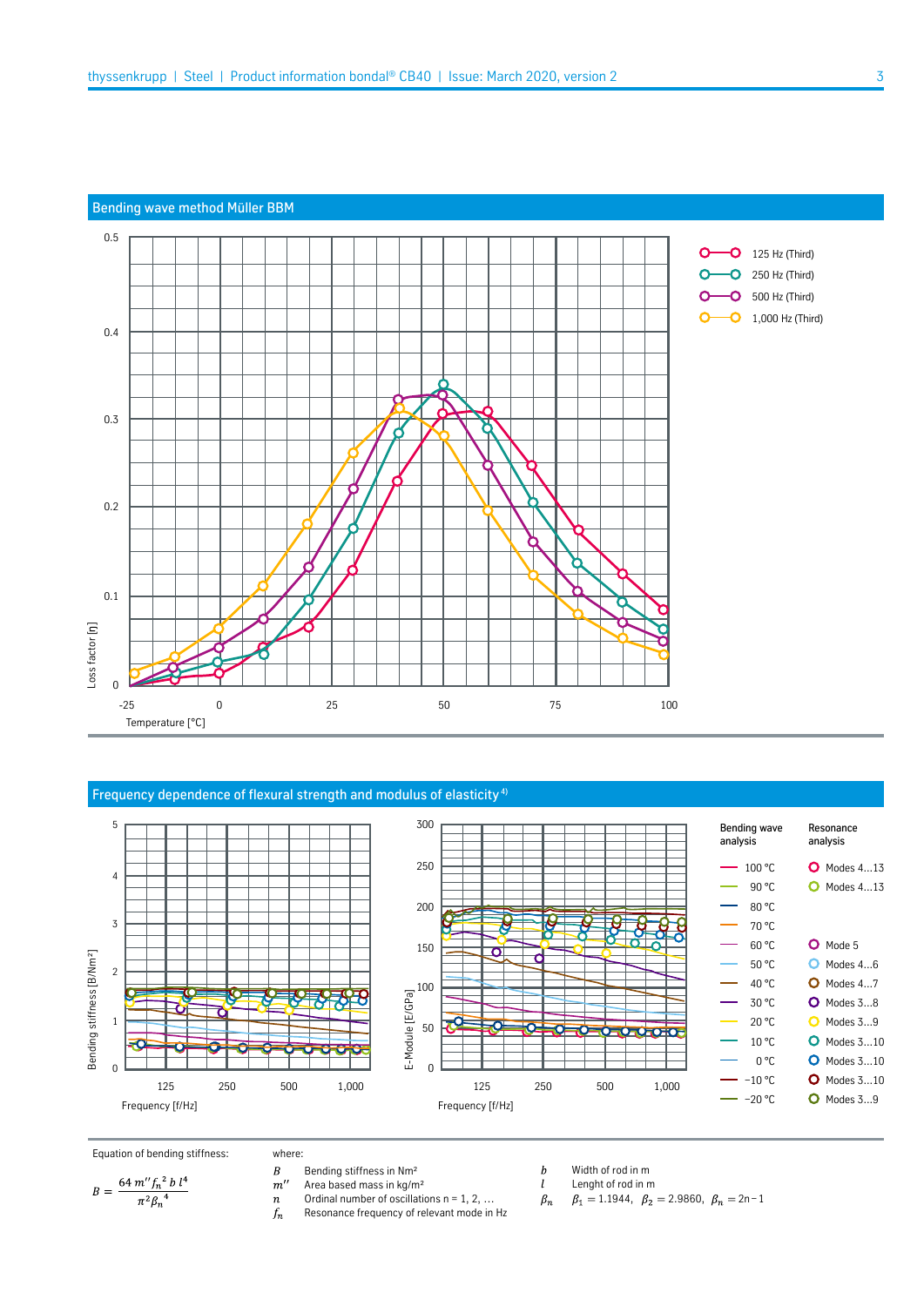## Bending wave method Müller BBM

Loss factor [η]

Temperature [°C]

- 125 Hz (Third)
- 250 Hz (Third)
- 500 Hz (Third)
- 1,000 Hz (Third)

## Frequency dependence of flexural strength and modulus of elasticity 4)

Bending stiffness [B/Nm²]

E-Module [E/GPa]

Frequency [f/Hz]

| Bending wave analysis | Resonance analysis |
|---|---|
| 100 °C | Modes 4…13 |
| 90 °C | Modes 4…13 |
| 80 °C | |
| 70 °C | |
| 60 °C | Mode 5 |
| 50 °C | Modes 4…6 |
| 40 °C | Modes 4…7 |
| 30 °C | Modes 3…8 |
| 20 °C | Modes 3…9 |
| 10 °C | Modes 3…10 |
| 0 °C | Modes 3…10 |
| −10 °C | Modes 3…10 |
| −20 °C | Modes 3…9 |

Equation of bending stiffness:

$$B = \frac{64\, m'' f_n^2\, b\, l^4}{\pi^2 \beta_n^4}$$

where:

- $B$ Bending stiffness in Nm²
- $m''$ Area based mass in kg/m²
- $n$ Ordinal number of oscillations n = 1, 2, …
- $f_n$ Resonance frequency of relevant mode in Hz
- $b$ Width of rod in m
- $l$ Lenght of rod in m
- $\beta_n$ $\beta_1 = 1.1944,\ \beta_2 = 2.9860,\ \beta_n = 2n-1$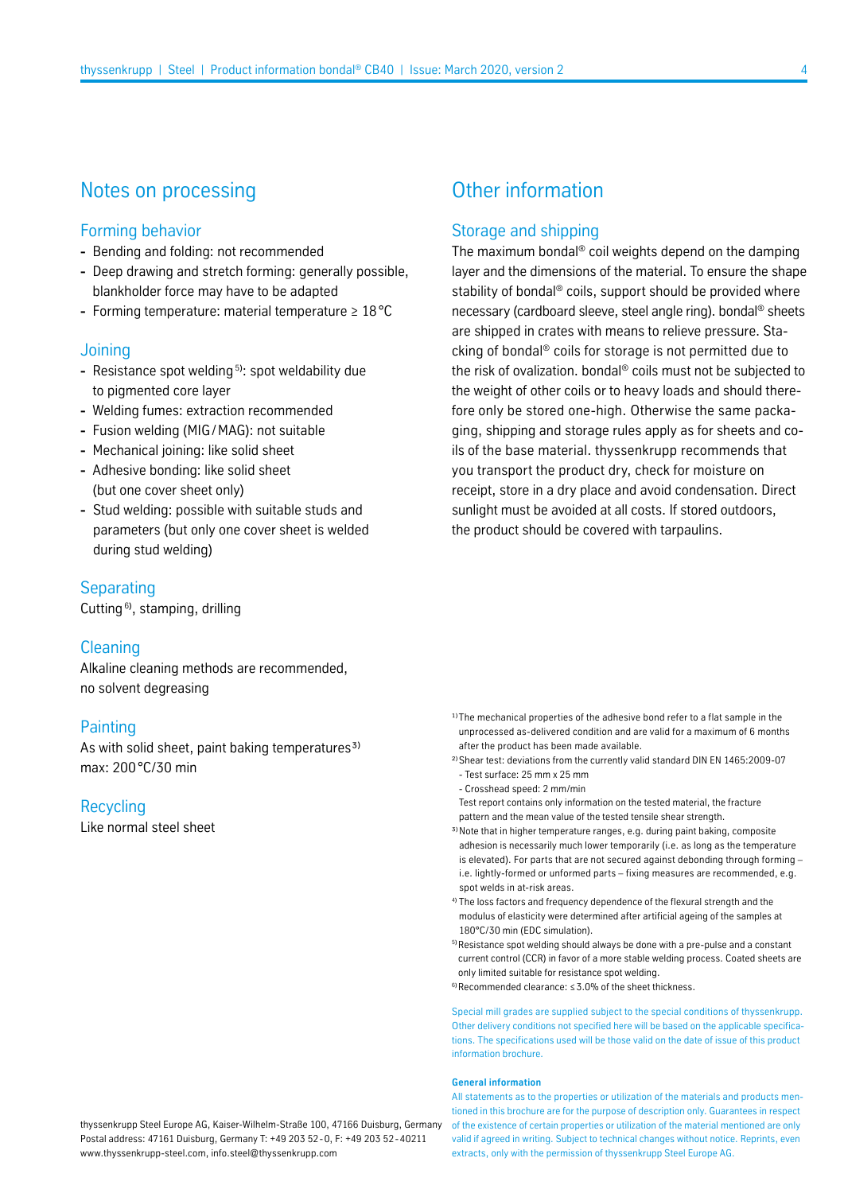# Notes on processing

## Forming behavior

- Bending and folding: not recommended
- Deep drawing and stretch forming: generally possible, blankholder force may have to be adapted
- Forming temperature: material temperature ≥ 18 °C

## Joining

- Resistance spot welding[5]: spot weldability due to pigmented core layer
- Welding fumes: extraction recommended
- Fusion welding (MIG / MAG): not suitable
- Mechanical joining: like solid sheet
- Adhesive bonding: like solid sheet (but one cover sheet only)
- Stud welding: possible with suitable studs and parameters (but only one cover sheet is welded during stud welding)

## Separating

Cutting[6], stamping, drilling

## Cleaning

Alkaline cleaning methods are recommended, no solvent degreasing

## Painting

As with solid sheet, paint baking temperatures[3] max: 200 °C/30 min

## Recycling

Like normal steel sheet

# Other information

## Storage and shipping

The maximum bondal® coil weights depend on the damping layer and the dimensions of the material. To ensure the shape stability of bondal® coils, support should be provided where necessary (cardboard sleeve, steel angle ring). bondal® sheets are shipped in crates with means to relieve pressure. Stacking of bondal® coils for storage is not permitted due to the risk of ovalization. bondal® coils must not be subjected to the weight of other coils or to heavy loads and should therefore only be stored one-high. Otherwise the same packaging, shipping and storage rules apply as for sheets and coils of the base material. thyssenkrupp recommends that you transport the product dry, check for moisture on receipt, store in a dry place and avoid condensation. Direct sunlight must be avoided at all costs. If stored outdoors, the product should be covered with tarpaulins.

[1] The mechanical properties of the adhesive bond refer to a flat sample in the unprocessed as-delivered condition and are valid for a maximum of 6 months after the product has been made available.

[2] Shear test: deviations from the currently valid standard DIN EN 1465:2009-07
- Test surface: 25 mm x 25 mm
- Crosshead speed: 2 mm/min

Test report contains only information on the tested material, the fracture pattern and the mean value of the tested tensile shear strength.

[3] Note that in higher temperature ranges, e.g. during paint baking, composite adhesion is necessarily much lower temporarily (i.e. as long as the temperature is elevated). For parts that are not secured against debonding through forming – i.e. lightly-formed or unformed parts – fixing measures are recommended, e.g. spot welds in at-risk areas.

[4] The loss factors and frequency dependence of the flexural strength and the modulus of elasticity were determined after artificial ageing of the samples at 180°C/30 min (EDC simulation).

[5] Resistance spot welding should always be done with a pre-pulse and a constant current control (CCR) in favor of a more stable welding process. Coated sheets are only limited suitable for resistance spot welding.

[6] Recommended clearance: ≤ 3.0% of the sheet thickness.

Special mill grades are supplied subject to the special conditions of thyssenkrupp. Other delivery conditions not specified here will be based on the applicable specifications. The specifications used will be those valid on the date of issue of this product information brochure.

**General information**

All statements as to the properties or utilization of the materials and products mentioned in this brochure are for the purpose of description only. Guarantees in respect of the existence of certain properties or utilization of the material mentioned are only valid if agreed in writing. Subject to technical changes without notice. Reprints, even extracts, only with the permission of thyssenkrupp Steel Europe AG.

thyssenkrupp Steel Europe AG, Kaiser-Wilhelm-Straße 100, 47166 Duisburg, Germany
Postal address: 47161 Duisburg, Germany T: +49 203 52-0, F: +49 203 52-40211
www.thyssenkrupp-steel.com, info.steel@thyssenkrupp.com